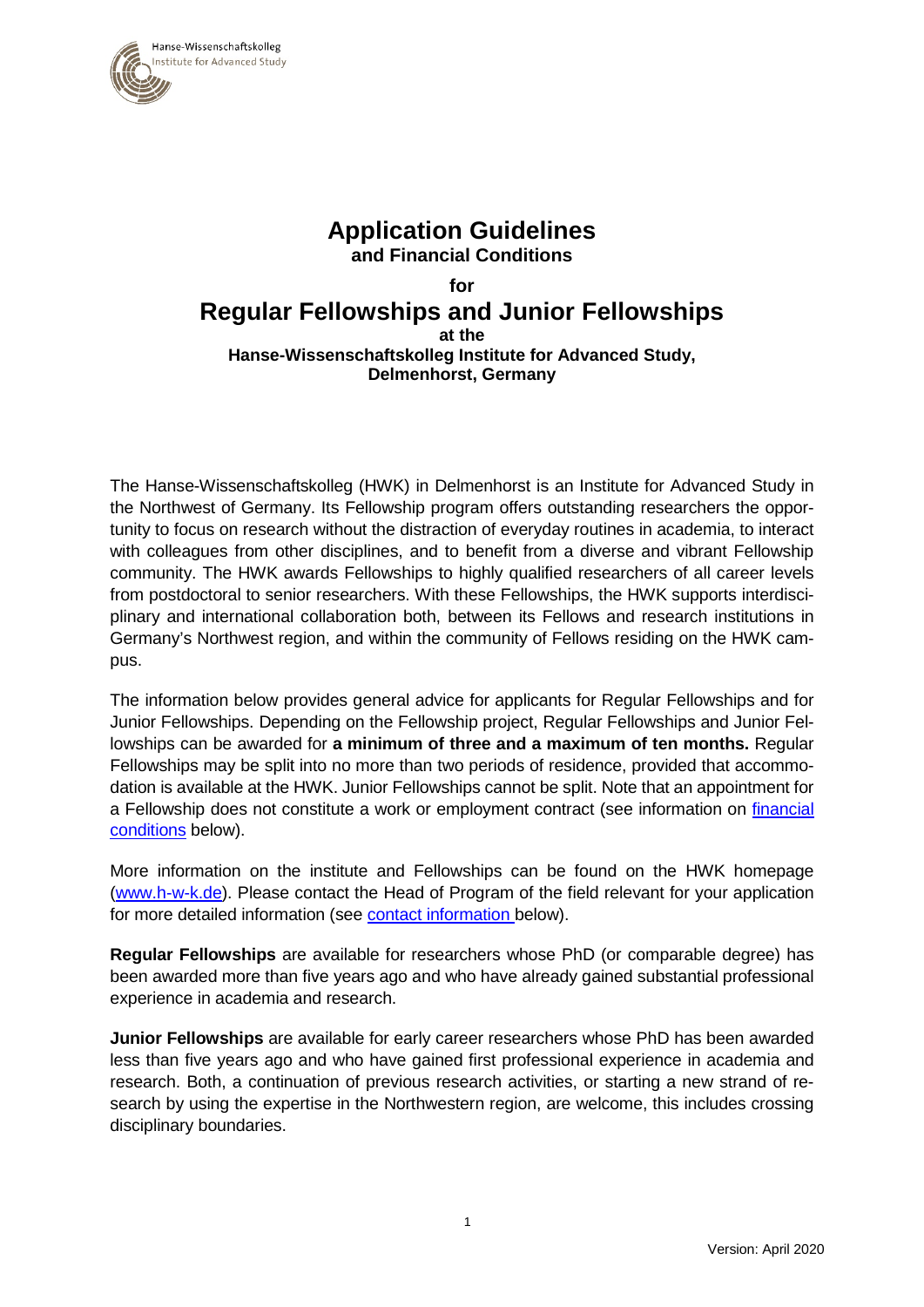# Application Guidelines

**and Financial Conditions**

**for**

# Regular Fellowships and Junior Fellowships

**at the**

**Hanse-Wissenschaftskolleg Institute for Advanced Study, Delmenhorst, Germany**

The Hanse-Wissenschaftskolleg (HWK) in Delmenhorst is an Institute for Advanced Study in the Northwest of Germany. Its Fellowship program offers outstanding researchers the opportunity to focus on research without the distraction of everyday routines in academia, to interact with colleagues from other disciplines, and to benefit from a diverse and vibrant Fellowship community. The HWK awards Fellowships to highly qualified researchers of all career levels from postdoctoral to senior researchers. With these Fellowships, the HWK supports interdisciplinary and international collaboration both, between its Fellows and research institutions in Germany's Northwest region, and within the community of Fellows residing on the HWK campus.

The information below provides general advice for applicants for Regular Fellowships and for Junior Fellowships. Depending on the Fellowship project, Regular Fellowships and Junior Fellowships can be awarded for **a minimum of three and a maximum of ten months.** Regular Fellowships may be split into no more than two periods of residence, provided that accommodation is available at the HWK. Junior Fellowships cannot be split. Note that an appointment for a Fellowship does not constitute a work or employment contract (see information on financial conditions below).

More information on the institute and Fellowships can be found on the HWK homepage (www.h-w-k.de). Please contact the Head of Program of the field relevant for your application for more detailed information (see contact information below).

**Regular Fellowships** are available for researchers whose PhD (or comparable degree) has been awarded more than five years ago and who have already gained substantial professional experience in academia and research.

**Junior Fellowships** are available for early career researchers whose PhD has been awarded less than five years ago and who have gained first professional experience in academia and research. Both, a continuation of previous research activities, or starting a new strand of research by using the expertise in the Northwestern region, are welcome, this includes crossing disciplinary boundaries.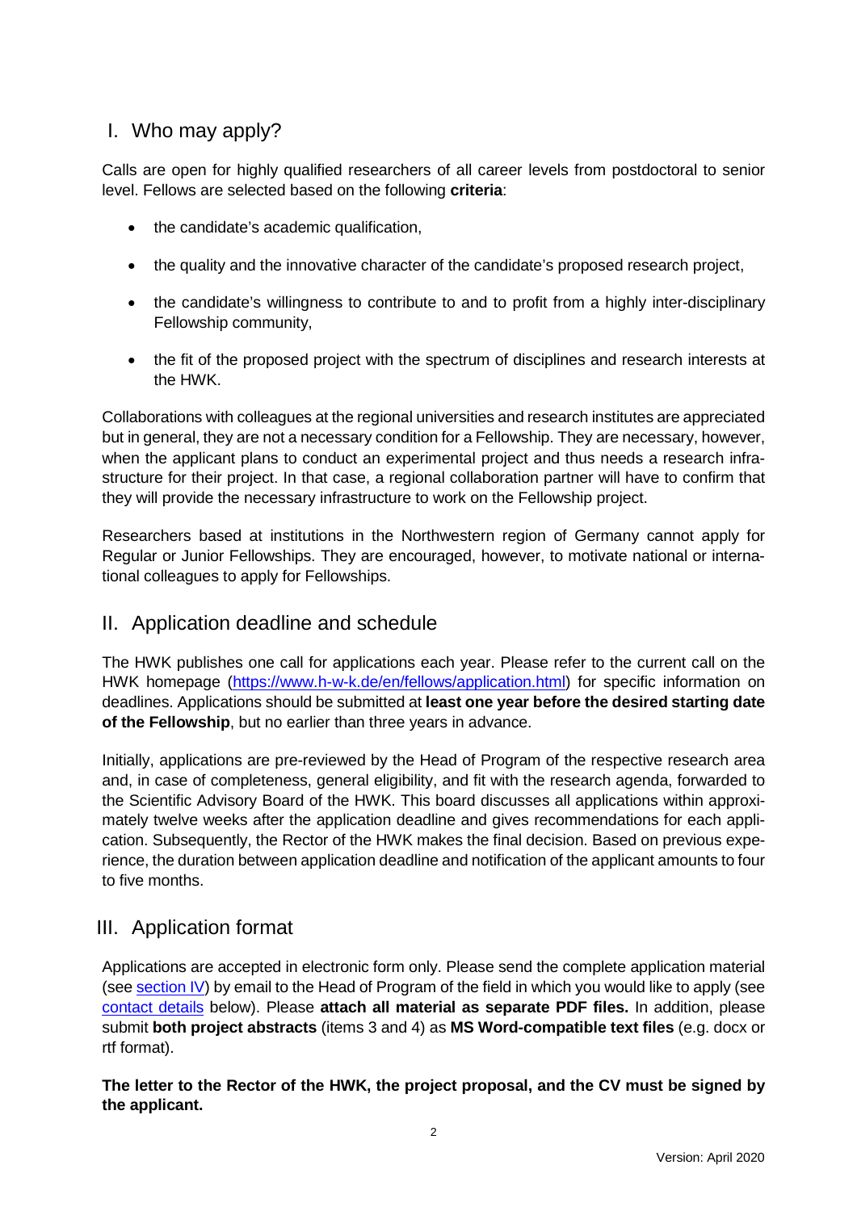## I. Who may apply?

Calls are open for highly qualified researchers of all career levels from postdoctoral to senior level. Fellows are selected based on the following **criteria**:

- the candidate's academic qualification,
- the quality and the innovative character of the candidate's proposed research project,
- the candidate's willingness to contribute to and to profit from a highly inter-disciplinary Fellowship community,
- the fit of the proposed project with the spectrum of disciplines and research interests at the HWK.

Collaborations with colleagues at the regional universities and research institutes are appreciated but in general, they are not a necessary condition for a Fellowship. They are necessary, however, when the applicant plans to conduct an experimental project and thus needs a research infrastructure for their project. In that case, a regional collaboration partner will have to confirm that they will provide the necessary infrastructure to work on the Fellowship project.

Researchers based at institutions in the Northwestern region of Germany cannot apply for Regular or Junior Fellowships. They are encouraged, however, to motivate national or international colleagues to apply for Fellowships.

## II. Application deadline and schedule

The HWK publishes one call for applications each year. Please refer to the current call on the HWK homepage (https://www.h-w-k.de/en/fellows/application.html) for specific information on deadlines. Applications should be submitted at **least one year before the desired starting date of the Fellowship**, but no earlier than three years in advance.

Initially, applications are pre-reviewed by the Head of Program of the respective research area and, in case of completeness, general eligibility, and fit with the research agenda, forwarded to the Scientific Advisory Board of the HWK. This board discusses all applications within approximately twelve weeks after the application deadline and gives recommendations for each application. Subsequently, the Rector of the HWK makes the final decision. Based on previous experience, the duration between application deadline and notification of the applicant amounts to four to five months.

## III. Application format

Applications are accepted in electronic form only. Please send the complete application material (see section IV) by email to the Head of Program of the field in which you would like to apply (see contact details below). Please **attach all material as separate PDF files.** In addition, please submit **both project abstracts** (items 3 and 4) as **MS Word-compatible text files** (e.g. docx or rtf format).

**The letter to the Rector of the HWK, the project proposal, and the CV must be signed by the applicant.**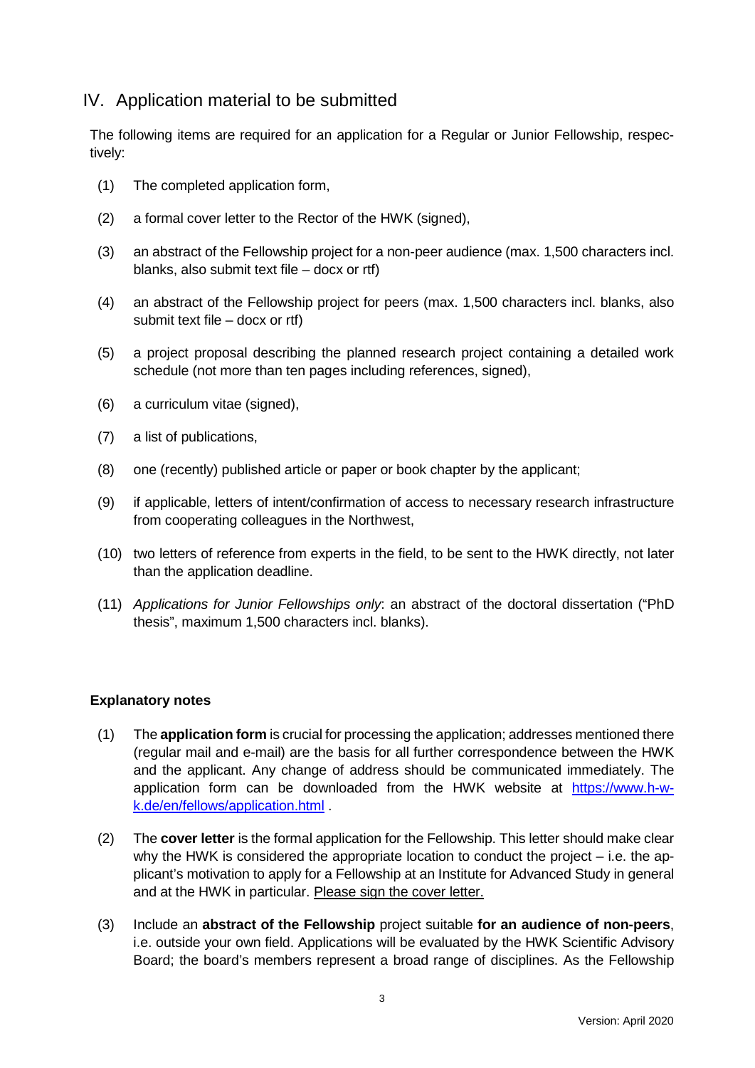## IV. Application material to be submitted

The following items are required for an application for a Regular or Junior Fellowship, respectively:

(1) The completed application form,

(2) a formal cover letter to the Rector of the HWK (signed),

(3) an abstract of the Fellowship project for a non-peer audience (max. 1,500 characters incl. blanks, also submit text file – docx or rtf)

(4) an abstract of the Fellowship project for peers (max. 1,500 characters incl. blanks, also submit text file – docx or rtf)

(5) a project proposal describing the planned research project containing a detailed work schedule (not more than ten pages including references, signed),

(6) a curriculum vitae (signed),

(7) a list of publications,

(8) one (recently) published article or paper or book chapter by the applicant;

(9) if applicable, letters of intent/confirmation of access to necessary research infrastructure from cooperating colleagues in the Northwest,

(10) two letters of reference from experts in the field, to be sent to the HWK directly, not later than the application deadline.

(11) *Applications for Junior Fellowships only*: an abstract of the doctoral dissertation ("PhD thesis", maximum 1,500 characters incl. blanks).

**Explanatory notes**

(1) The **application form** is crucial for processing the application; addresses mentioned there (regular mail and e-mail) are the basis for all further correspondence between the HWK and the applicant. Any change of address should be communicated immediately. The application form can be downloaded from the HWK website at [https://www.h-w-k.de/en/fellows/application.html](https://www.h-w-k.de/en/fellows/application.html) .

(2) The **cover letter** is the formal application for the Fellowship. This letter should make clear why the HWK is considered the appropriate location to conduct the project – i.e. the applicant's motivation to apply for a Fellowship at an Institute for Advanced Study in general and at the HWK in particular. Please sign the cover letter.

(3) Include an **abstract of the Fellowship** project suitable **for an audience of non-peers**, i.e. outside your own field. Applications will be evaluated by the HWK Scientific Advisory Board; the board's members represent a broad range of disciplines. As the Fellowship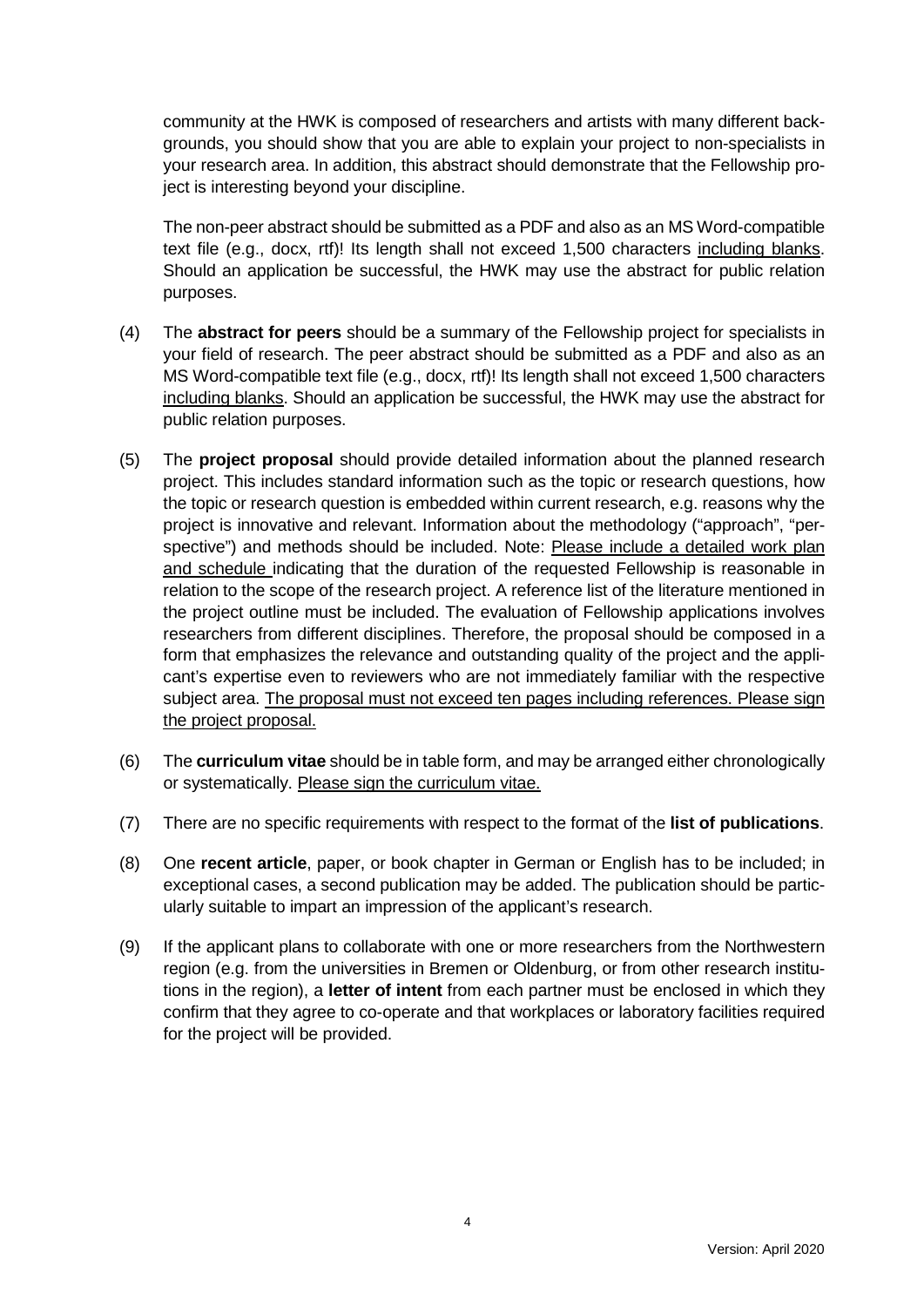community at the HWK is composed of researchers and artists with many different backgrounds, you should show that you are able to explain your project to non-specialists in your research area. In addition, this abstract should demonstrate that the Fellowship project is interesting beyond your discipline.

The non-peer abstract should be submitted as a PDF and also as an MS Word-compatible text file (e.g., docx, rtf)! Its length shall not exceed 1,500 characters <u>including blanks</u>. Should an application be successful, the HWK may use the abstract for public relation purposes.

(4) The **abstract for peers** should be a summary of the Fellowship project for specialists in your field of research. The peer abstract should be submitted as a PDF and also as an MS Word-compatible text file (e.g., docx, rtf)! Its length shall not exceed 1,500 characters <u>including blanks</u>. Should an application be successful, the HWK may use the abstract for public relation purposes.

(5) The **project proposal** should provide detailed information about the planned research project. This includes standard information such as the topic or research questions, how the topic or research question is embedded within current research, e.g. reasons why the project is innovative and relevant. Information about the methodology ("approach", "perspective") and methods should be included. Note: <u>Please include a detailed work plan and schedule</u> indicating that the duration of the requested Fellowship is reasonable in relation to the scope of the research project. A reference list of the literature mentioned in the project outline must be included. The evaluation of Fellowship applications involves researchers from different disciplines. Therefore, the proposal should be composed in a form that emphasizes the relevance and outstanding quality of the project and the applicant's expertise even to reviewers who are not immediately familiar with the respective subject area. <u>The proposal must not exceed ten pages including references. Please sign the project proposal.</u>

(6) The **curriculum vitae** should be in table form, and may be arranged either chronologically or systematically. <u>Please sign the curriculum vitae.</u>

(7) There are no specific requirements with respect to the format of the **list of publications**.

(8) One **recent article**, paper, or book chapter in German or English has to be included; in exceptional cases, a second publication may be added. The publication should be particularly suitable to impart an impression of the applicant's research.

(9) If the applicant plans to collaborate with one or more researchers from the Northwestern region (e.g. from the universities in Bremen or Oldenburg, or from other research institutions in the region), a **letter of intent** from each partner must be enclosed in which they confirm that they agree to co-operate and that workplaces or laboratory facilities required for the project will be provided.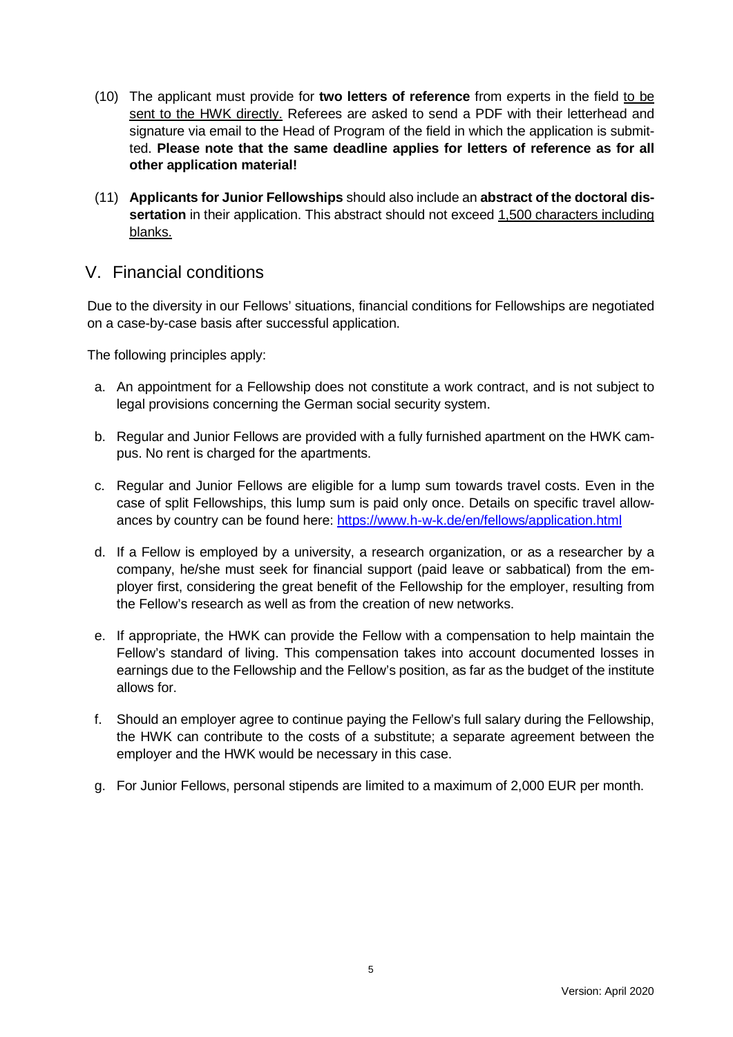(10) The applicant must provide for **two letters of reference** from experts in the field to be sent to the HWK directly. Referees are asked to send a PDF with their letterhead and signature via email to the Head of Program of the field in which the application is submitted. **Please note that the same deadline applies for letters of reference as for all other application material!**

(11) **Applicants for Junior Fellowships** should also include an **abstract of the doctoral dissertation** in their application. This abstract should not exceed 1,500 characters including blanks.

## V. Financial conditions

Due to the diversity in our Fellows' situations, financial conditions for Fellowships are negotiated on a case-by-case basis after successful application.

The following principles apply:

a. An appointment for a Fellowship does not constitute a work contract, and is not subject to legal provisions concerning the German social security system.

b. Regular and Junior Fellows are provided with a fully furnished apartment on the HWK campus. No rent is charged for the apartments.

c. Regular and Junior Fellows are eligible for a lump sum towards travel costs. Even in the case of split Fellowships, this lump sum is paid only once. Details on specific travel allowances by country can be found here: https://www.h-w-k.de/en/fellows/application.html

d. If a Fellow is employed by a university, a research organization, or as a researcher by a company, he/she must seek for financial support (paid leave or sabbatical) from the employer first, considering the great benefit of the Fellowship for the employer, resulting from the Fellow's research as well as from the creation of new networks.

e. If appropriate, the HWK can provide the Fellow with a compensation to help maintain the Fellow's standard of living. This compensation takes into account documented losses in earnings due to the Fellowship and the Fellow's position, as far as the budget of the institute allows for.

f. Should an employer agree to continue paying the Fellow's full salary during the Fellowship, the HWK can contribute to the costs of a substitute; a separate agreement between the employer and the HWK would be necessary in this case.

g. For Junior Fellows, personal stipends are limited to a maximum of 2,000 EUR per month.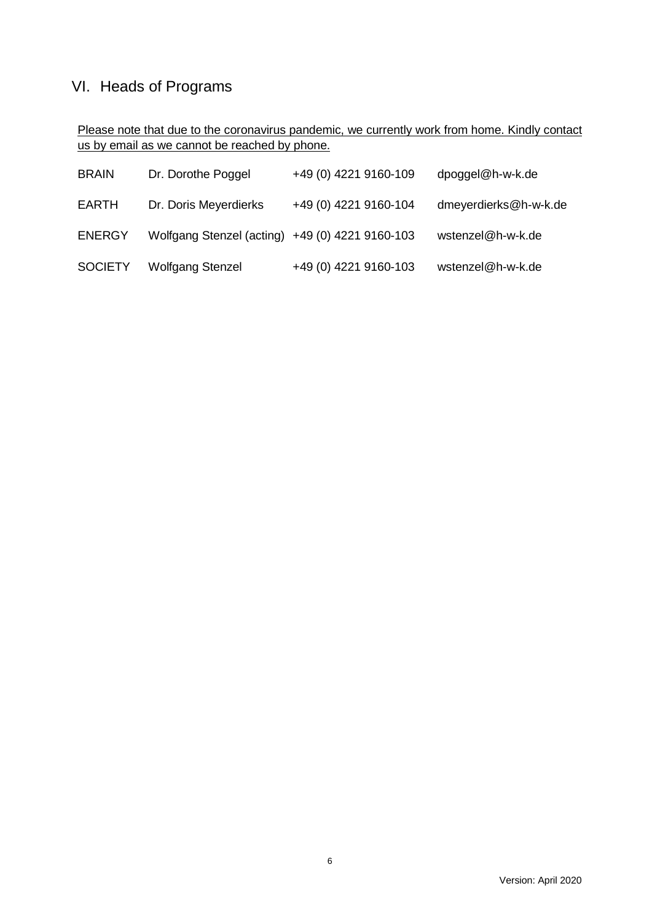## VI. Heads of Programs

<u>Please note that due to the coronavirus pandemic, we currently work from home. Kindly contact us by email as we cannot be reached by phone.</u>

| | | | |
|---|---|---|---|
| BRAIN | Dr. Dorothe Poggel | +49 (0) 4221 9160-109 | dpoggel@h-w-k.de |
| EARTH | Dr. Doris Meyerdierks | +49 (0) 4221 9160-104 | dmeyerdierks@h-w-k.de |
| ENERGY | Wolfgang Stenzel (acting) | +49 (0) 4221 9160-103 | wstenzel@h-w-k.de |
| SOCIETY | Wolfgang Stenzel | +49 (0) 4221 9160-103 | wstenzel@h-w-k.de |

Version: April 2020